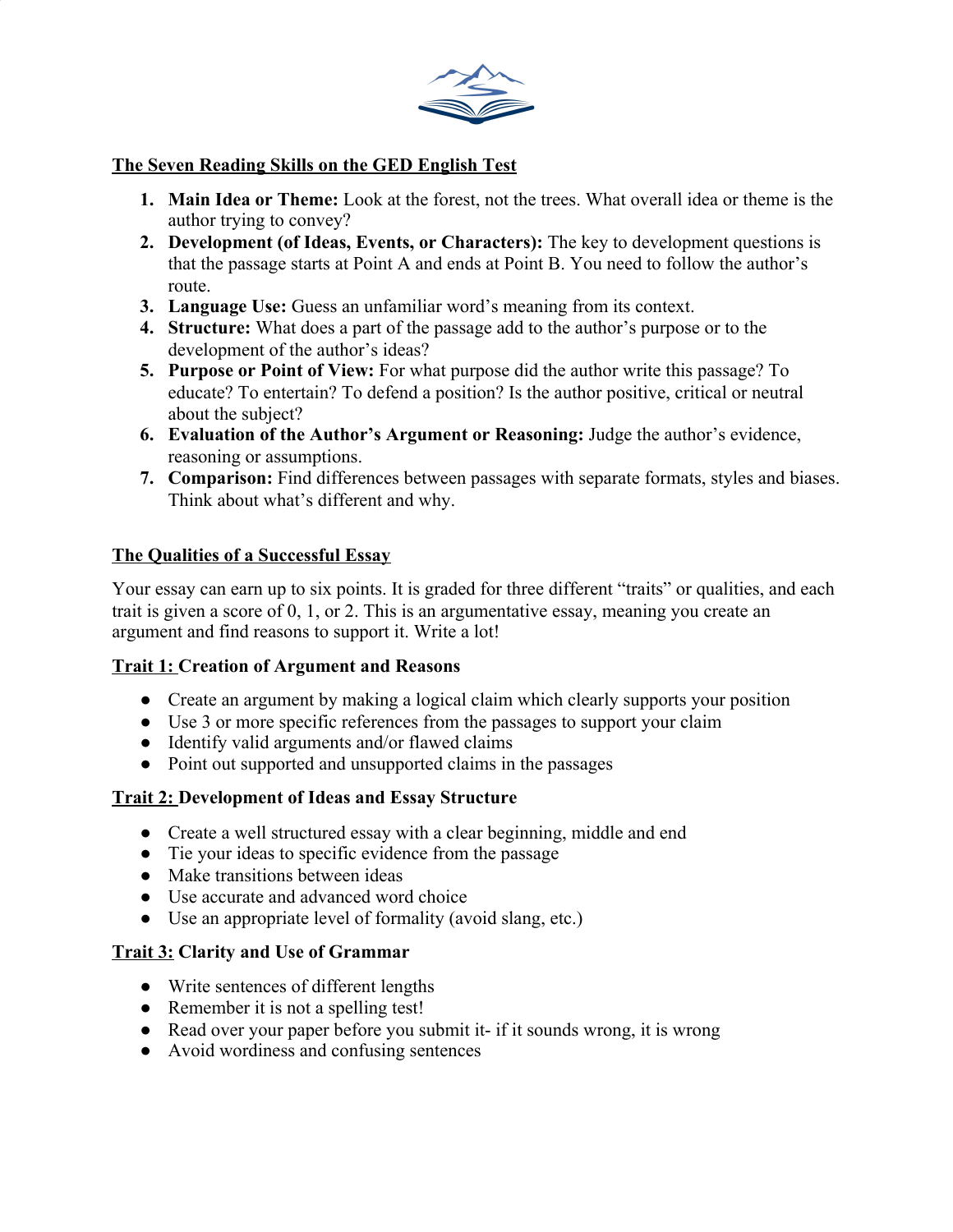## The Seven Reading Skills on the GED English Test

1. **Main Idea or Theme:** Look at the forest, not the trees. What overall idea or theme is the author trying to convey?
2. **Development (of Ideas, Events, or Characters):** The key to development questions is that the passage starts at Point A and ends at Point B. You need to follow the author's route.
3. **Language Use:** Guess an unfamiliar word's meaning from its context.
4. **Structure:** What does a part of the passage add to the author's purpose or to the development of the author's ideas?
5. **Purpose or Point of View:** For what purpose did the author write this passage? To educate? To entertain? To defend a position? Is the author positive, critical or neutral about the subject?
6. **Evaluation of the Author's Argument or Reasoning:** Judge the author's evidence, reasoning or assumptions.
7. **Comparison:** Find differences between passages with separate formats, styles and biases. Think about what's different and why.

## The Qualities of a Successful Essay

Your essay can earn up to six points. It is graded for three different "traits" or qualities, and each trait is given a score of 0, 1, or 2. This is an argumentative essay, meaning you create an argument and find reasons to support it. Write a lot!

### Trait 1: Creation of Argument and Reasons

- Create an argument by making a logical claim which clearly supports your position
- Use 3 or more specific references from the passages to support your claim
- Identify valid arguments and/or flawed claims
- Point out supported and unsupported claims in the passages

### Trait 2: Development of Ideas and Essay Structure

- Create a well structured essay with a clear beginning, middle and end
- Tie your ideas to specific evidence from the passage
- Make transitions between ideas
- Use accurate and advanced word choice
- Use an appropriate level of formality (avoid slang, etc.)

### Trait 3: Clarity and Use of Grammar

- Write sentences of different lengths
- Remember it is not a spelling test!
- Read over your paper before you submit it- if it sounds wrong, it is wrong
- Avoid wordiness and confusing sentences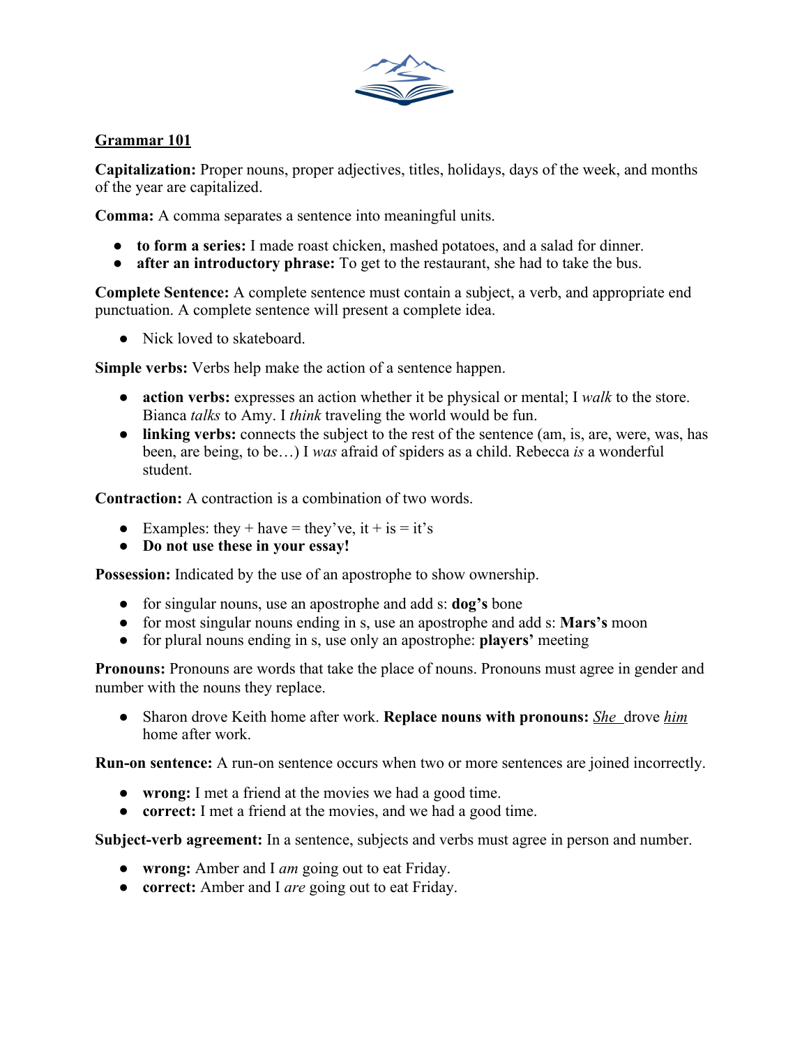**<u>Grammar 101</u>**

**Capitalization:** Proper nouns, proper adjectives, titles, holidays, days of the week, and months of the year are capitalized.

**Comma:** A comma separates a sentence into meaningful units.

- **to form a series:** I made roast chicken, mashed potatoes, and a salad for dinner.
- **after an introductory phrase:** To get to the restaurant, she had to take the bus.

**Complete Sentence:** A complete sentence must contain a subject, a verb, and appropriate end punctuation. A complete sentence will present a complete idea.

- Nick loved to skateboard.

**Simple verbs:** Verbs help make the action of a sentence happen.

- **action verbs:** expresses an action whether it be physical or mental; I *walk* to the store. Bianca *talks* to Amy. I *think* traveling the world would be fun.
- **linking verbs:** connects the subject to the rest of the sentence (am, is, are, were, was, has been, are being, to be…) I *was* afraid of spiders as a child. Rebecca *is* a wonderful student.

**Contraction:** A contraction is a combination of two words.

- Examples: they + have = they've, it + is = it's
- **Do not use these in your essay!**

**Possession:** Indicated by the use of an apostrophe to show ownership.

- for singular nouns, use an apostrophe and add s: **dog's** bone
- for most singular nouns ending in s, use an apostrophe and add s: **Mars's** moon
- for plural nouns ending in s, use only an apostrophe: **players'** meeting

**Pronouns:** Pronouns are words that take the place of nouns. Pronouns must agree in gender and number with the nouns they replace.

- Sharon drove Keith home after work. **Replace nouns with pronouns:** <u>*She*</u> drove <u>*him*</u> home after work.

**Run-on sentence:** A run-on sentence occurs when two or more sentences are joined incorrectly.

- **wrong:** I met a friend at the movies we had a good time.
- **correct:** I met a friend at the movies, and we had a good time.

**Subject-verb agreement:** In a sentence, subjects and verbs must agree in person and number.

- **wrong:** Amber and I *am* going out to eat Friday.
- **correct:** Amber and I *are* going out to eat Friday.